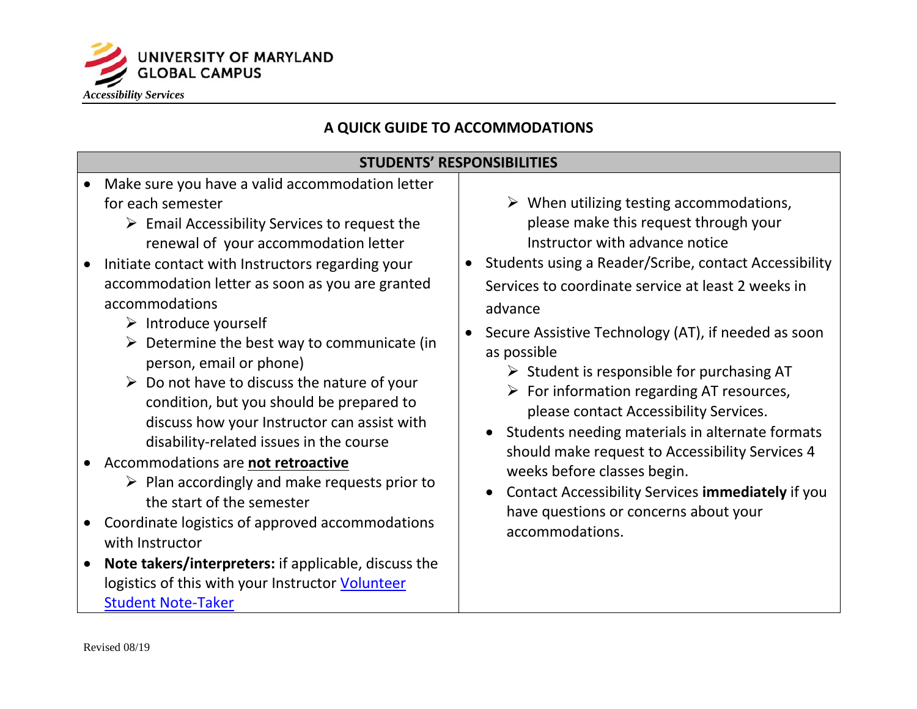UNIVERSITY OF MARYLAND GLOBAL CAMPUS

*Accessibility Services*

# A QUICK GUIDE TO ACCOMMODATIONS

## STUDENTS' RESPONSIBILITIES

- Make sure you have a valid accommodation letter for each semester
  - Email Accessibility Services to request the renewal of your accommodation letter
- Initiate contact with Instructors regarding your accommodation letter as soon as you are granted accommodations
  - Introduce yourself
  - Determine the best way to communicate (in person, email or phone)
  - Do not have to discuss the nature of your condition, but you should be prepared to discuss how your Instructor can assist with disability-related issues in the course
- Accommodations are **not retroactive**
  - Plan accordingly and make requests prior to the start of the semester
- Coordinate logistics of approved accommodations with Instructor
- **Note takers/interpreters:** if applicable, discuss the logistics of this with your Instructor [Volunteer Student Note-Taker]
  - When utilizing testing accommodations, please make this request through your Instructor with advance notice
- Students using a Reader/Scribe, contact Accessibility Services to coordinate service at least 2 weeks in advance
- Secure Assistive Technology (AT), if needed as soon as possible
  - Student is responsible for purchasing AT
  - For information regarding AT resources, please contact Accessibility Services.
- Students needing materials in alternate formats should make request to Accessibility Services 4 weeks before classes begin.
- Contact Accessibility Services **immediately** if you have questions or concerns about your accommodations.

Revised 08/19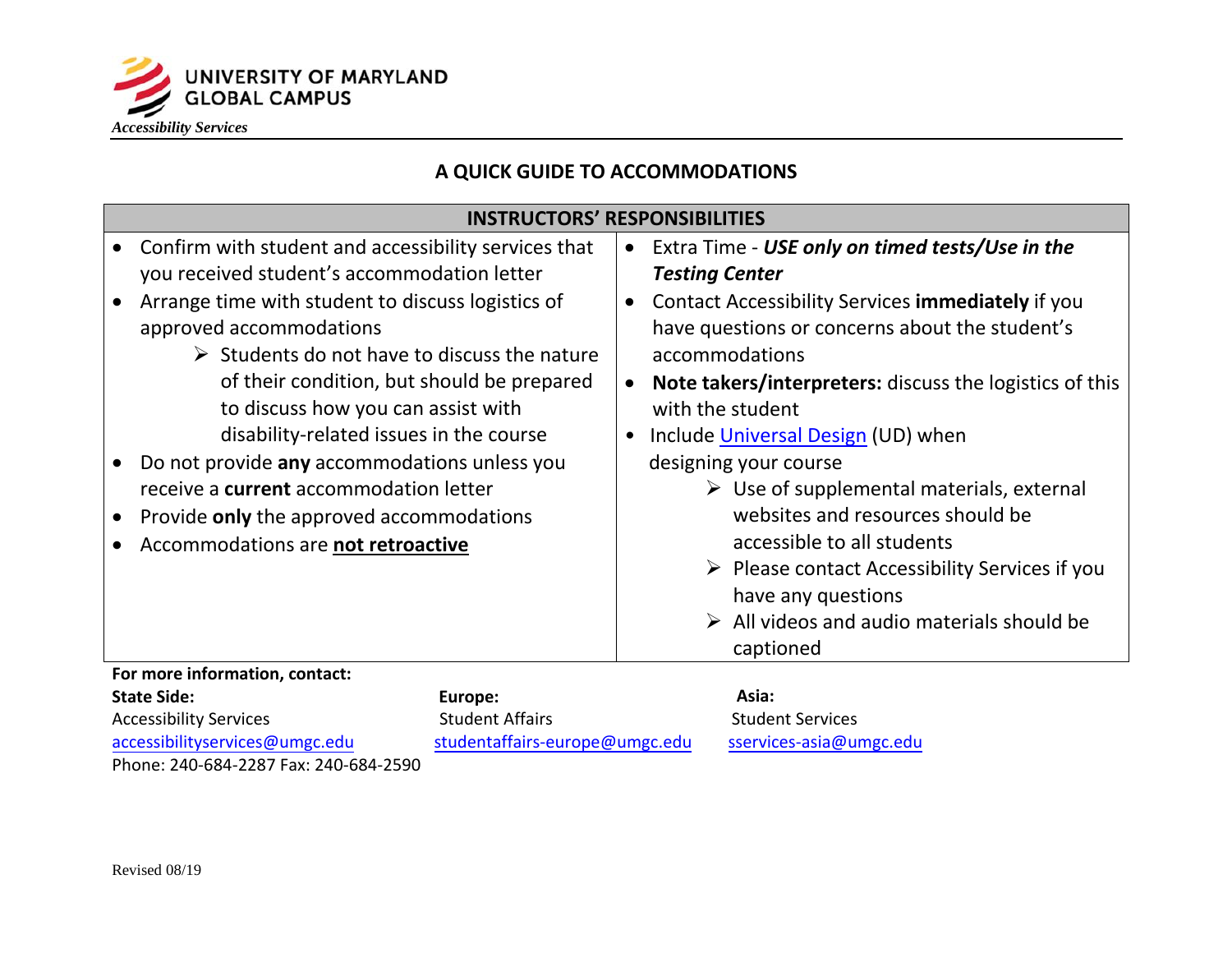UNIVERSITY OF MARYLAND
GLOBAL CAMPUS

*Accessibility Services*

# A QUICK GUIDE TO ACCOMMODATIONS

## INSTRUCTORS' RESPONSIBILITIES

- Confirm with student and accessibility services that you received student's accommodation letter
- Arrange time with student to discuss logistics of approved accommodations
  - Students do not have to discuss the nature of their condition, but should be prepared to discuss how you can assist with disability-related issues in the course
- Do not provide **any** accommodations unless you receive a **current** accommodation letter
- Provide **only** the approved accommodations
- Accommodations are **not retroactive**

- Extra Time - ***USE only on timed tests/Use in the Testing Center***
- Contact Accessibility Services **immediately** if you have questions or concerns about the student's accommodations
- **Note takers/interpreters:** discuss the logistics of this with the student
- Include Universal Design (UD) when designing your course
  - Use of supplemental materials, external websites and resources should be accessible to all students
  - Please contact Accessibility Services if you have any questions
  - All videos and audio materials should be captioned

**For more information, contact:**

**State Side:**
Accessibility Services
accessibilityservices@umgc.edu
Phone: 240-684-2287 Fax: 240-684-2590

**Europe:**
Student Affairs
studentaffairs-europe@umgc.edu

**Asia:**
Student Services
sservices-asia@umgc.edu

Revised 08/19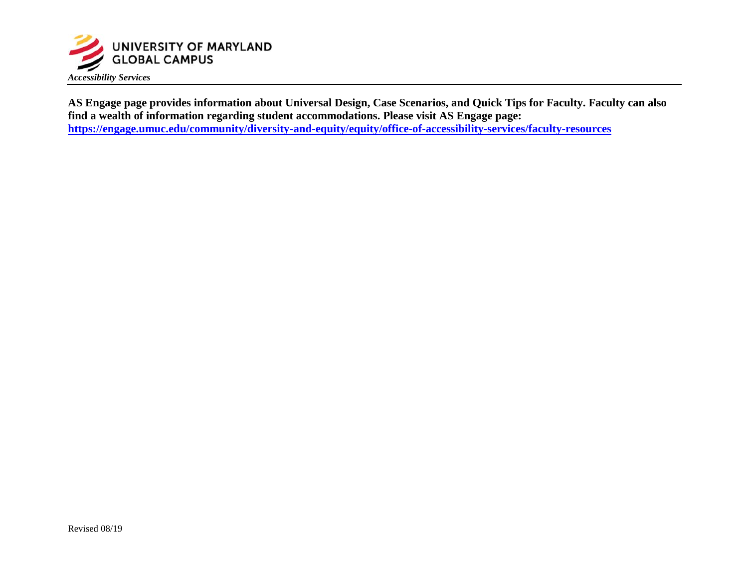**AS Engage page provides information about Universal Design, Case Scenarios, and Quick Tips for Faculty. Faculty can also find a wealth of information regarding student accommodations. Please visit AS Engage page:** **[https://engage.umuc.edu/community/diversity-and-equity/equity/office-of-accessibility-services/faculty-resources](https://engage.umuc.edu/community/diversity-and-equity/equity/office-of-accessibility-services/faculty-resources)**